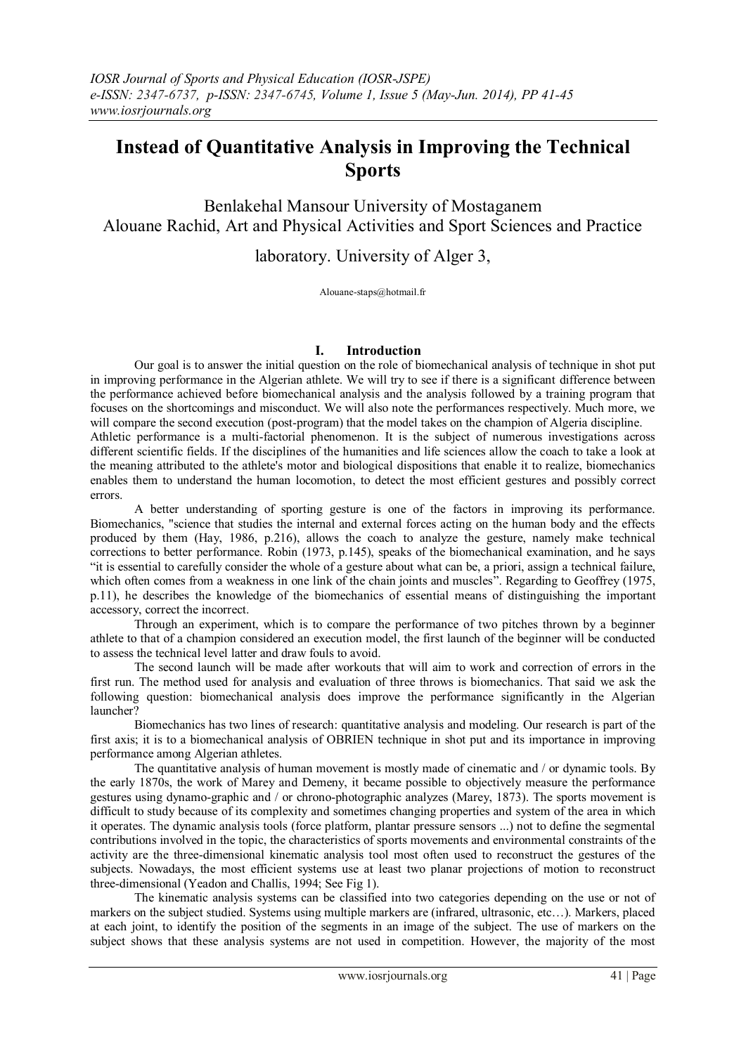# Instead of Quantitative Analysis in Improving the Technical Sports

Benlakehal Mansour University of Mostaganem
Alouane Rachid, Art and Physical Activities and Sport Sciences and Practice laboratory. University of Alger 3,

Alouane-staps@hotmail.fr

## I. Introduction

Our goal is to answer the initial question on the role of biomechanical analysis of technique in shot put in improving performance in the Algerian athlete. We will try to see if there is a significant difference between the performance achieved before biomechanical analysis and the analysis followed by a training program that focuses on the shortcomings and misconduct. We will also note the performances respectively. Much more, we will compare the second execution (post-program) that the model takes on the champion of Algeria discipline.

Athletic performance is a multi-factorial phenomenon. It is the subject of numerous investigations across different scientific fields. If the disciplines of the humanities and life sciences allow the coach to take a look at the meaning attributed to the athlete's motor and biological dispositions that enable it to realize, biomechanics enables them to understand the human locomotion, to detect the most efficient gestures and possibly correct errors.

A better understanding of sporting gesture is one of the factors in improving its performance. Biomechanics, "science that studies the internal and external forces acting on the human body and the effects produced by them (Hay, 1986, p.216), allows the coach to analyze the gesture, namely make technical corrections to better performance. Robin (1973, p.145), speaks of the biomechanical examination, and he says "it is essential to carefully consider the whole of a gesture about what can be, a priori, assign a technical failure, which often comes from a weakness in one link of the chain joints and muscles". Regarding to Geoffrey (1975, p.11), he describes the knowledge of the biomechanics of essential means of distinguishing the important accessory, correct the incorrect.

Through an experiment, which is to compare the performance of two pitches thrown by a beginner athlete to that of a champion considered an execution model, the first launch of the beginner will be conducted to assess the technical level latter and draw fouls to avoid.

The second launch will be made after workouts that will aim to work and correction of errors in the first run. The method used for analysis and evaluation of three throws is biomechanics. That said we ask the following question: biomechanical analysis does improve the performance significantly in the Algerian launcher?

Biomechanics has two lines of research: quantitative analysis and modeling. Our research is part of the first axis; it is to a biomechanical analysis of OBRIEN technique in shot put and its importance in improving performance among Algerian athletes.

The quantitative analysis of human movement is mostly made of cinematic and / or dynamic tools. By the early 1870s, the work of Marey and Demeny, it became possible to objectively measure the performance gestures using dynamo-graphic and / or chrono-photographic analyzes (Marey, 1873). The sports movement is difficult to study because of its complexity and sometimes changing properties and system of the area in which it operates. The dynamic analysis tools (force platform, plantar pressure sensors ...) not to define the segmental contributions involved in the topic, the characteristics of sports movements and environmental constraints of the activity are the three-dimensional kinematic analysis tool most often used to reconstruct the gestures of the subjects. Nowadays, the most efficient systems use at least two planar projections of motion to reconstruct three-dimensional (Yeadon and Challis, 1994; See Fig 1).

The kinematic analysis systems can be classified into two categories depending on the use or not of markers on the subject studied. Systems using multiple markers are (infrared, ultrasonic, etc…). Markers, placed at each joint, to identify the position of the segments in an image of the subject. The use of markers on the subject shows that these analysis systems are not used in competition. However, the majority of the most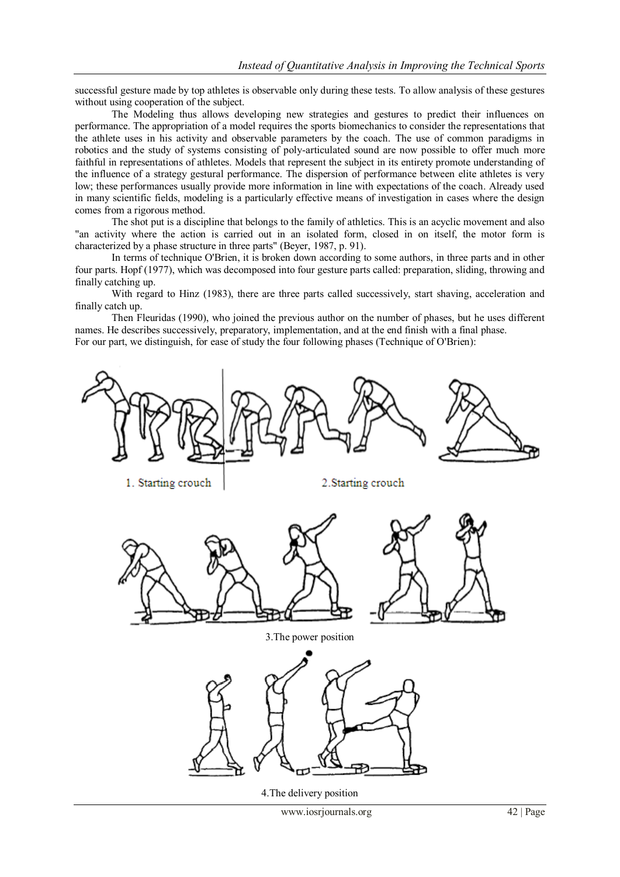successful gesture made by top athletes is observable only during these tests. To allow analysis of these gestures without using cooperation of the subject.

The Modeling thus allows developing new strategies and gestures to predict their influences on performance. The appropriation of a model requires the sports biomechanics to consider the representations that the athlete uses in his activity and observable parameters by the coach. The use of common paradigms in robotics and the study of systems consisting of poly-articulated sound are now possible to offer much more faithful in representations of athletes. Models that represent the subject in its entirety promote understanding of the influence of a strategy gestural performance. The dispersion of performance between elite athletes is very low; these performances usually provide more information in line with expectations of the coach. Already used in many scientific fields, modeling is a particularly effective means of investigation in cases where the design comes from a rigorous method.

The shot put is a discipline that belongs to the family of athletics. This is an acyclic movement and also "an activity where the action is carried out in an isolated form, closed in on itself, the motor form is characterized by a phase structure in three parts" (Beyer, 1987, p. 91).

In terms of technique O'Brien, it is broken down according to some authors, in three parts and in other four parts. Hopf (1977), which was decomposed into four gesture parts called: preparation, sliding, throwing and finally catching up.

With regard to Hinz (1983), there are three parts called successively, start shaving, acceleration and finally catch up.

Then Fleuridas (1990), who joined the previous author on the number of phases, but he uses different names. He describes successively, preparatory, implementation, and at the end finish with a final phase.
For our part, we distinguish, for ease of study the four following phases (Technique of O'Brien):

1. Starting crouch

2.Starting crouch

3.The power position

4.The delivery position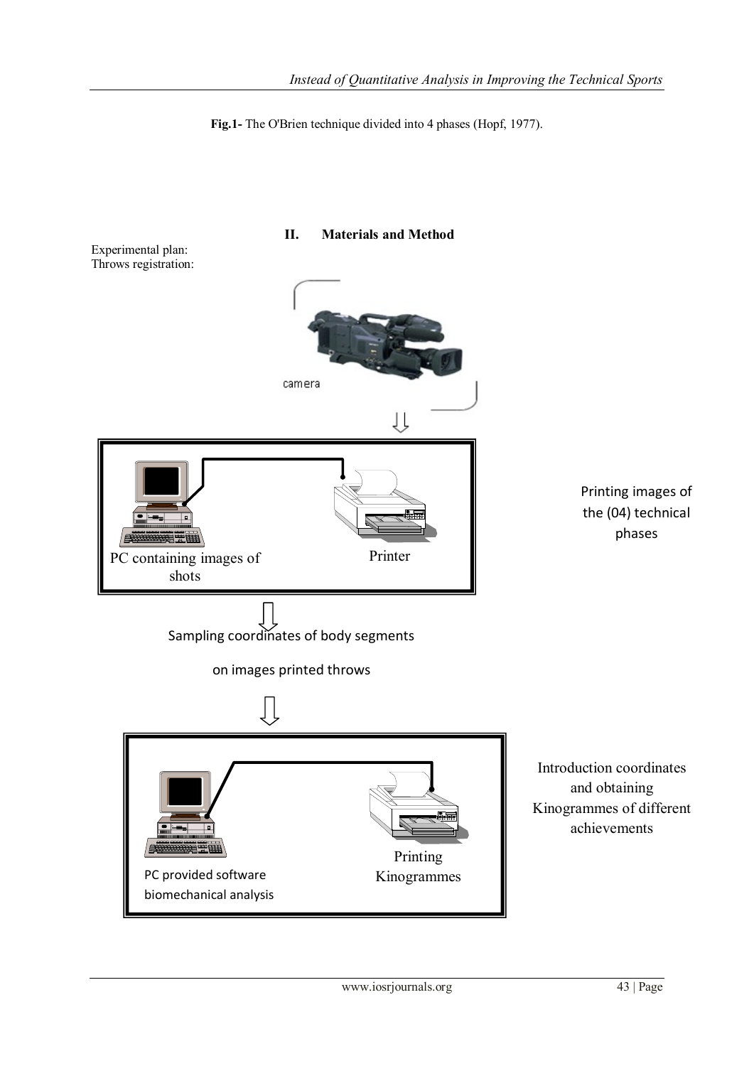**Fig.1-** The O'Brien technique divided into 4 phases (Hopf, 1977).

## II. Materials and Method

Experimental plan:
Throws registration:

camera

PC containing images of shots

Printer

Printing images of the (04) technical phases

Sampling coordinates of body segments on images printed throws

PC provided software biomechanical analysis

Printing Kinogrammes

Introduction coordinates and obtaining Kinogrammes of different achievements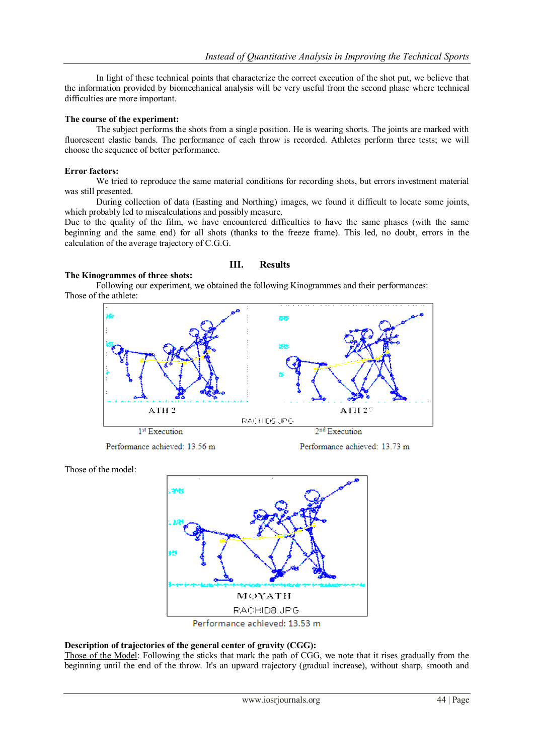In light of these technical points that characterize the correct execution of the shot put, we believe that the information provided by biomechanical analysis will be very useful from the second phase where technical difficulties are more important.

**The course of the experiment:**

The subject performs the shots from a single position. He is wearing shorts. The joints are marked with fluorescent elastic bands. The performance of each throw is recorded. Athletes perform three tests; we will choose the sequence of better performance.

**Error factors:**

We tried to reproduce the same material conditions for recording shots, but errors investment material was still presented.

During collection of data (Easting and Northing) images, we found it difficult to locate some joints, which probably led to miscalculations and possibly measure.

Due to the quality of the film, we have encountered difficulties to have the same phases (with the same beginning and the same end) for all shots (thanks to the freeze frame). This led, no doubt, errors in the calculation of the average trajectory of C.G.G.

## III. Results

**The Kinogrammes of three shots:**

Following our experiment, we obtained the following Kinogrammes and their performances:

Those of the athlete:

1st Execution — Performance achieved: 13.56 m

2nd Execution — Performance achieved: 13.73 m

Those of the model:

Performance achieved: 13.53 m

**Description of trajectories of the general center of gravity (CGG):**

Those of the Model: Following the sticks that mark the path of CGG, we note that it rises gradually from the beginning until the end of the throw. It's an upward trajectory (gradual increase), without sharp, smooth and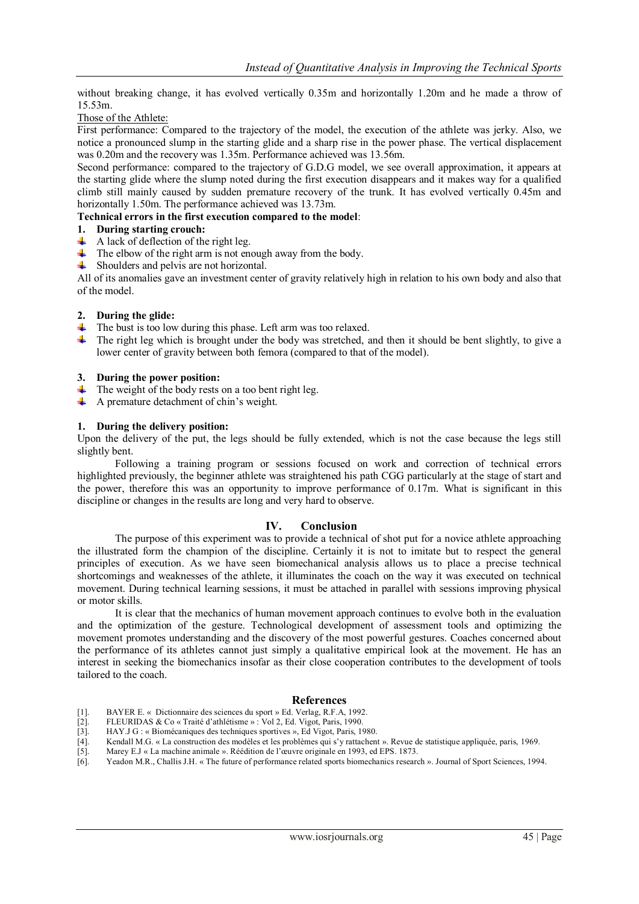without breaking change, it has evolved vertically 0.35m and horizontally 1.20m and he made a throw of 15.53m.

Those of the Athlete:

First performance: Compared to the trajectory of the model, the execution of the athlete was jerky. Also, we notice a pronounced slump in the starting glide and a sharp rise in the power phase. The vertical displacement was 0.20m and the recovery was 1.35m. Performance achieved was 13.56m.

Second performance: compared to the trajectory of G.D.G model, we see overall approximation, it appears at the starting glide where the slump noted during the first execution disappears and it makes way for a qualified climb still mainly caused by sudden premature recovery of the trunk. It has evolved vertically 0.45m and horizontally 1.50m. The performance achieved was 13.73m.

**Technical errors in the first execution compared to the model**:

**1. During starting crouch:**

- A lack of deflection of the right leg.
- The elbow of the right arm is not enough away from the body.
- Shoulders and pelvis are not horizontal.

All of its anomalies gave an investment center of gravity relatively high in relation to his own body and also that of the model.

**2. During the glide:**

- The bust is too low during this phase. Left arm was too relaxed.
- The right leg which is brought under the body was stretched, and then it should be bent slightly, to give a lower center of gravity between both femora (compared to that of the model).

**3. During the power position:**

- The weight of the body rests on a too bent right leg.
- A premature detachment of chin's weight.

**1. During the delivery position:**

Upon the delivery of the put, the legs should be fully extended, which is not the case because the legs still slightly bent.

Following a training program or sessions focused on work and correction of technical errors highlighted previously, the beginner athlete was straightened his path CGG particularly at the stage of start and the power, therefore this was an opportunity to improve performance of 0.17m. What is significant in this discipline or changes in the results are long and very hard to observe.

## IV. Conclusion

The purpose of this experiment was to provide a technical of shot put for a novice athlete approaching the illustrated form the champion of the discipline. Certainly it is not to imitate but to respect the general principles of execution. As we have seen biomechanical analysis allows us to place a precise technical shortcomings and weaknesses of the athlete, it illuminates the coach on the way it was executed on technical movement. During technical learning sessions, it must be attached in parallel with sessions improving physical or motor skills.

It is clear that the mechanics of human movement approach continues to evolve both in the evaluation and the optimization of the gesture. Technological development of assessment tools and optimizing the movement promotes understanding and the discovery of the most powerful gestures. Coaches concerned about the performance of its athletes cannot just simply a qualitative empirical look at the movement. He has an interest in seeking the biomechanics insofar as their close cooperation contributes to the development of tools tailored to the coach.

## References

[1]. BAYER E. « Dictionnaire des sciences du sport » Ed. Verlag, R.F.A, 1992.

[2]. FLEURIDAS & Co « Traité d'athlétisme » : Vol 2, Ed. Vigot, Paris, 1990.

[3]. HAY.J G : « Biomécaniques des techniques sportives », Ed Vigot, Paris, 1980.

[4]. Kendall M.G. « La construction des modèles et les problèmes qui s'y rattachent ». Revue de statistique appliquée, paris, 1969.

[5]. Marey E.J « La machine animale ». Réédition de l'œuvre originale en 1993, ed EPS. 1873.

[6]. Yeadon M.R., Challis J.H. « The future of performance related sports biomechanics research ». Journal of Sport Sciences, 1994.